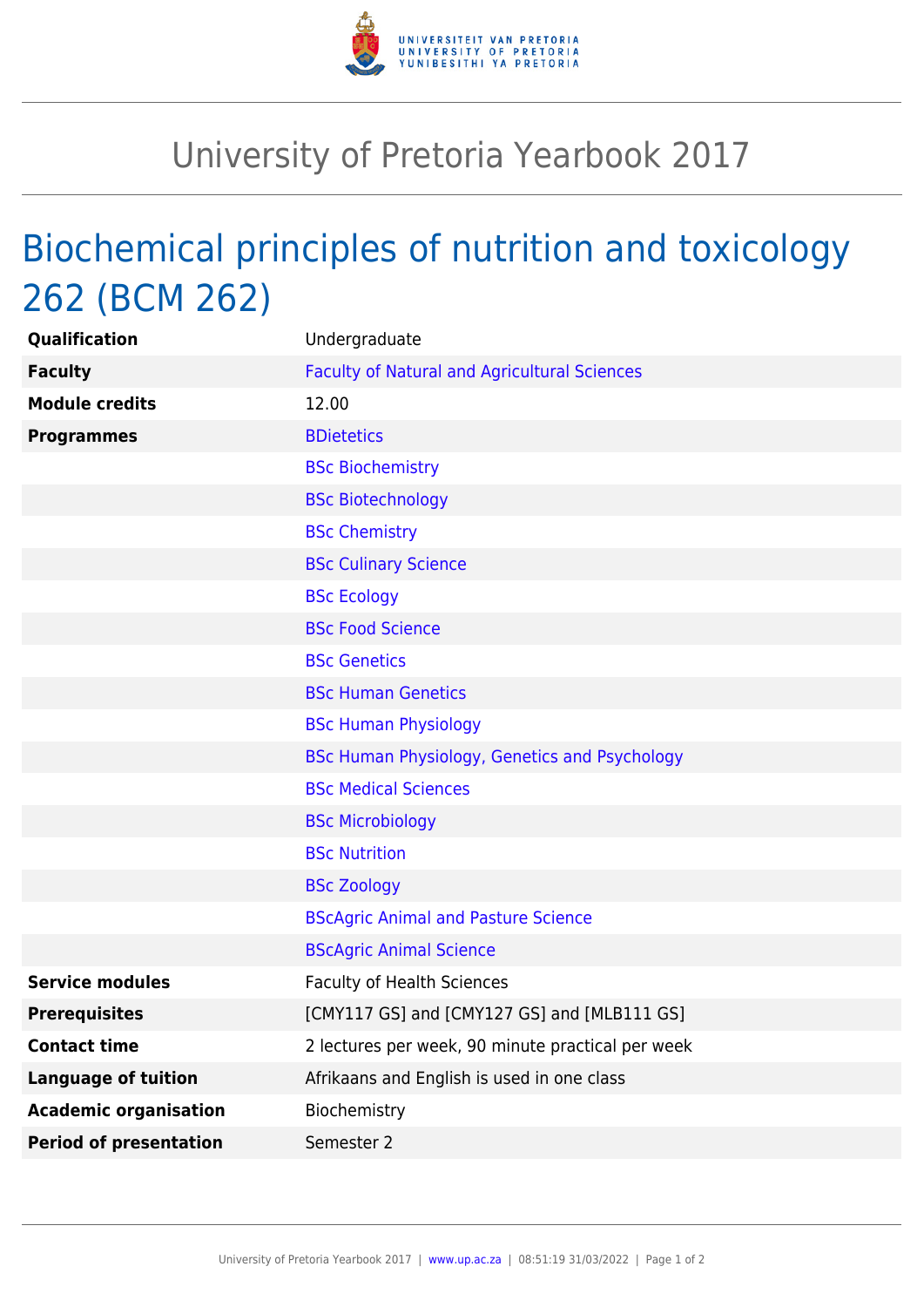# University of Pretoria Yearbook 2017

## Biochemical principles of nutrition and toxicology 262 (BCM 262)

| | |
|---|---|
| **Qualification** | Undergraduate |
| **Faculty** | Faculty of Natural and Agricultural Sciences |
| **Module credits** | 12.00 |
| **Programmes** | BDietetics |
| | BSc Biochemistry |
| | BSc Biotechnology |
| | BSc Chemistry |
| | BSc Culinary Science |
| | BSc Ecology |
| | BSc Food Science |
| | BSc Genetics |
| | BSc Human Genetics |
| | BSc Human Physiology |
| | BSc Human Physiology, Genetics and Psychology |
| | BSc Medical Sciences |
| | BSc Microbiology |
| | BSc Nutrition |
| | BSc Zoology |
| | BScAgric Animal and Pasture Science |
| | BScAgric Animal Science |
| **Service modules** | Faculty of Health Sciences |
| **Prerequisites** | [CMY117 GS] and [CMY127 GS] and [MLB111 GS] |
| **Contact time** | 2 lectures per week, 90 minute practical per week |
| **Language of tuition** | Afrikaans and English is used in one class |
| **Academic organisation** | Biochemistry |
| **Period of presentation** | Semester 2 |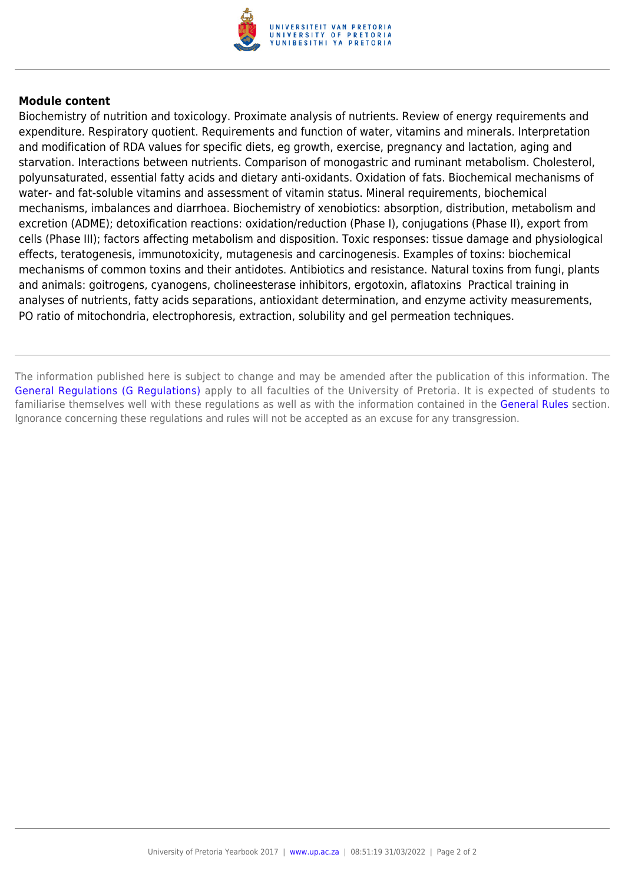### Module content

Biochemistry of nutrition and toxicology. Proximate analysis of nutrients. Review of energy requirements and expenditure. Respiratory quotient. Requirements and function of water, vitamins and minerals. Interpretation and modification of RDA values for specific diets, eg growth, exercise, pregnancy and lactation, aging and starvation. Interactions between nutrients. Comparison of monogastric and ruminant metabolism. Cholesterol, polyunsaturated, essential fatty acids and dietary anti-oxidants. Oxidation of fats. Biochemical mechanisms of water- and fat-soluble vitamins and assessment of vitamin status. Mineral requirements, biochemical mechanisms, imbalances and diarrhoea. Biochemistry of xenobiotics: absorption, distribution, metabolism and excretion (ADME); detoxification reactions: oxidation/reduction (Phase I), conjugations (Phase II), export from cells (Phase III); factors affecting metabolism and disposition. Toxic responses: tissue damage and physiological effects, teratogenesis, immunotoxicity, mutagenesis and carcinogenesis. Examples of toxins: biochemical mechanisms of common toxins and their antidotes. Antibiotics and resistance. Natural toxins from fungi, plants and animals: goitrogens, cyanogens, cholineesterase inhibitors, ergotoxin, aflatoxins Practical training in analyses of nutrients, fatty acids separations, antioxidant determination, and enzyme activity measurements, PO ratio of mitochondria, electrophoresis, extraction, solubility and gel permeation techniques.

---

The information published here is subject to change and may be amended after the publication of this information. The General Regulations (G Regulations) apply to all faculties of the University of Pretoria. It is expected of students to familiarise themselves well with these regulations as well as with the information contained in the General Rules section. Ignorance concerning these regulations and rules will not be accepted as an excuse for any transgression.